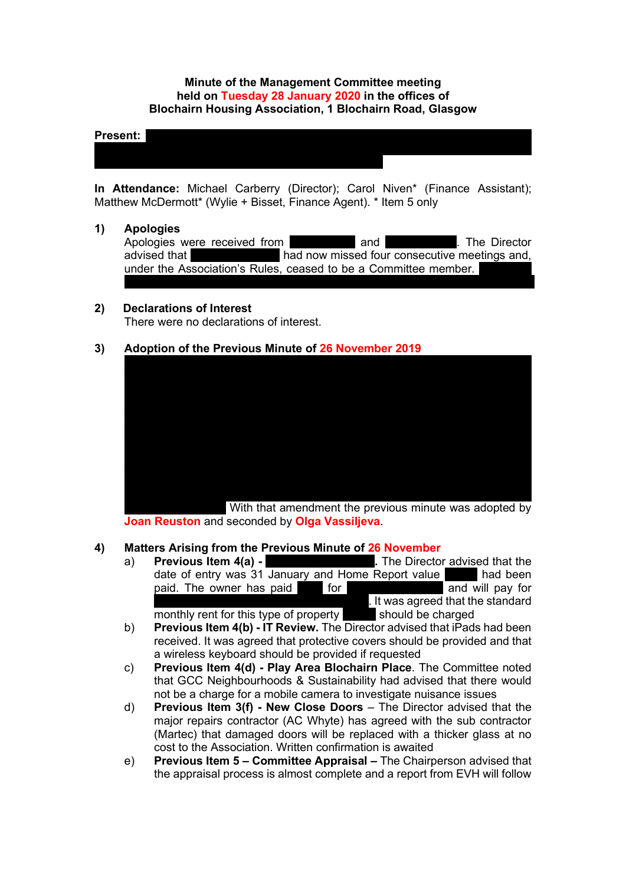**Minute of the Management Committee meeting held on Tuesday 28 January 2020 in the offices of Blochairn Housing Association, 1 Blochairn Road, Glasgow**

**Present:**

**In Attendance:** Michael Carberry (Director); Carol Niven* (Finance Assistant); Matthew McDermott* (Wylie + Bisset, Finance Agent). * Item 5 only

1) **Apologies**

Apologies were received from and . The Director advised that had now missed four consecutive meetings and, under the Association's Rules, ceased to be a Committee member.

2) **Declarations of Interest**

There were no declarations of interest.

3) **Adoption of the Previous Minute of 26 November 2019**

With that amendment the previous minute was adopted by **Joan Reuston** and seconded by **Olga Vassiljeva**.

4) **Matters Arising from the Previous Minute of 26 November**

a) **Previous Item 4(a) - .** The Director advised that the date of entry was 31 January and Home Report value had been paid. The owner has paid for and will pay for . It was agreed that the standard monthly rent for this type of property should be charged

b) **Previous Item 4(b) - IT Review.** The Director advised that iPads had been received. It was agreed that protective covers should be provided and that a wireless keyboard should be provided if requested

c) **Previous Item 4(d) - Play Area Blochairn Place**. The Committee noted that GCC Neighbourhoods & Sustainability had advised that there would not be a charge for a mobile camera to investigate nuisance issues

d) **Previous Item 3(f) - New Close Doors** – The Director advised that the major repairs contractor (AC Whyte) has agreed with the sub contractor (Martec) that damaged doors will be replaced with a thicker glass at no cost to the Association. Written confirmation is awaited

e) **Previous Item 5 – Committee Appraisal –** The Chairperson advised that the appraisal process is almost complete and a report from EVH will follow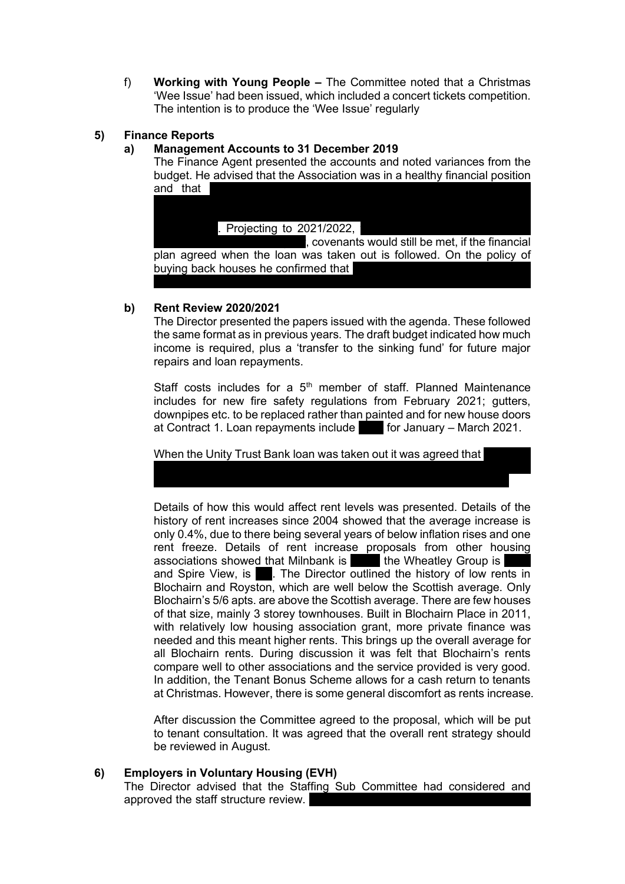f) **Working with Young People –** The Committee noted that a Christmas 'Wee Issue' had been issued, which included a concert tickets competition. The intention is to produce the 'Wee Issue' regularly

**5) Finance Reports**

**a) Management Accounts to 31 December 2019**

The Finance Agent presented the accounts and noted variances from the budget. He advised that the Association was in a healthy financial position and that . Projecting to 2021/2022, , covenants would still be met, if the financial plan agreed when the loan was taken out is followed. On the policy of buying back houses he confirmed that

**b) Rent Review 2020/2021**

The Director presented the papers issued with the agenda. These followed the same format as in previous years. The draft budget indicated how much income is required, plus a 'transfer to the sinking fund' for future major repairs and loan repayments.

Staff costs includes for a 5th member of staff. Planned Maintenance includes for new fire safety regulations from February 2021; gutters, downpipes etc. to be replaced rather than painted and for new house doors at Contract 1. Loan repayments include for January – March 2021.

When the Unity Trust Bank loan was taken out it was agreed that

Details of how this would affect rent levels was presented. Details of the history of rent increases since 2004 showed that the average increase is only 0.4%, due to there being several years of below inflation rises and one rent freeze. Details of rent increase proposals from other housing associations showed that Milnbank is the Wheatley Group is and Spire View, is . The Director outlined the history of low rents in Blochairn and Royston, which are well below the Scottish average. Only Blochairn's 5/6 apts. are above the Scottish average. There are few houses of that size, mainly 3 storey townhouses. Built in Blochairn Place in 2011, with relatively low housing association grant, more private finance was needed and this meant higher rents. This brings up the overall average for all Blochairn rents. During discussion it was felt that Blochairn's rents compare well to other associations and the service provided is very good. In addition, the Tenant Bonus Scheme allows for a cash return to tenants at Christmas. However, there is some general discomfort as rents increase.

After discussion the Committee agreed to the proposal, which will be put to tenant consultation. It was agreed that the overall rent strategy should be reviewed in August.

**6) Employers in Voluntary Housing (EVH)**

The Director advised that the Staffing Sub Committee had considered and approved the staff structure review.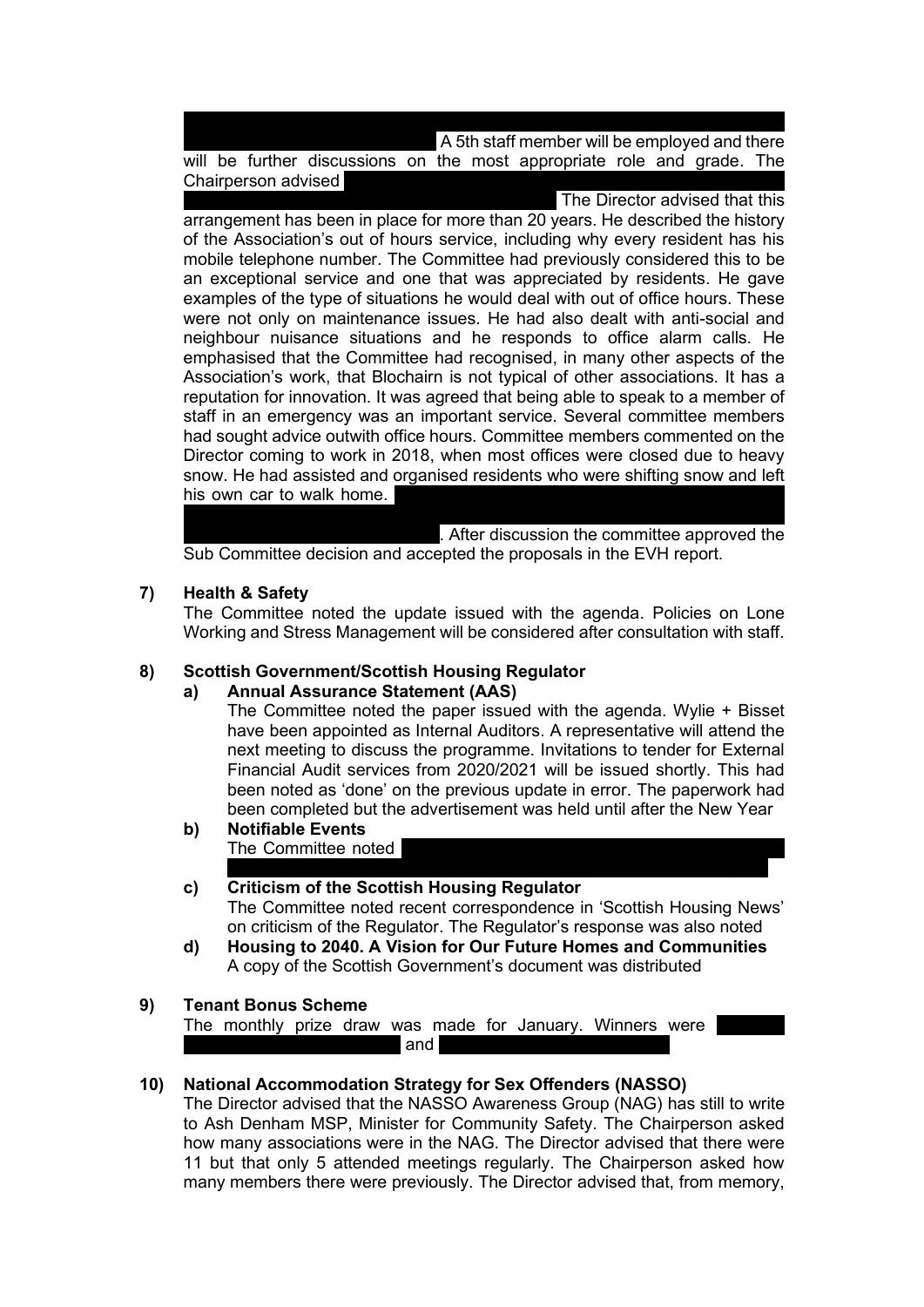A 5th staff member will be employed and there will be further discussions on the most appropriate role and grade. The Chairperson advised

The Director advised that this arrangement has been in place for more than 20 years. He described the history of the Association's out of hours service, including why every resident has his mobile telephone number. The Committee had previously considered this to be an exceptional service and one that was appreciated by residents. He gave examples of the type of situations he would deal with out of office hours. These were not only on maintenance issues. He had also dealt with anti-social and neighbour nuisance situations and he responds to office alarm calls. He emphasised that the Committee had recognised, in many other aspects of the Association's work, that Blochairn is not typical of other associations. It has a reputation for innovation. It was agreed that being able to speak to a member of staff in an emergency was an important service. Several committee members had sought advice outwith office hours. Committee members commented on the Director coming to work in 2018, when most offices were closed due to heavy snow. He had assisted and organised residents who were shifting snow and left his own car to walk home.

. After discussion the committee approved the Sub Committee decision and accepted the proposals in the EVH report.

**7) Health & Safety**

The Committee noted the update issued with the agenda. Policies on Lone Working and Stress Management will be considered after consultation with staff.

**8) Scottish Government/Scottish Housing Regulator**

**a) Annual Assurance Statement (AAS)**

The Committee noted the paper issued with the agenda. Wylie + Bisset have been appointed as Internal Auditors. A representative will attend the next meeting to discuss the programme. Invitations to tender for External Financial Audit services from 2020/2021 will be issued shortly. This had been noted as 'done' on the previous update in error. The paperwork had been completed but the advertisement was held until after the New Year

**b) Notifiable Events**

The Committee noted

**c) Criticism of the Scottish Housing Regulator**

The Committee noted recent correspondence in 'Scottish Housing News' on criticism of the Regulator. The Regulator's response was also noted

**d) Housing to 2040. A Vision for Our Future Homes and Communities**

A copy of the Scottish Government's document was distributed

**9) Tenant Bonus Scheme**

The monthly prize draw was made for January. Winners were and

**10) National Accommodation Strategy for Sex Offenders (NASSO)**

The Director advised that the NASSO Awareness Group (NAG) has still to write to Ash Denham MSP, Minister for Community Safety. The Chairperson asked how many associations were in the NAG. The Director advised that there were 11 but that only 5 attended meetings regularly. The Chairperson asked how many members there were previously. The Director advised that, from memory,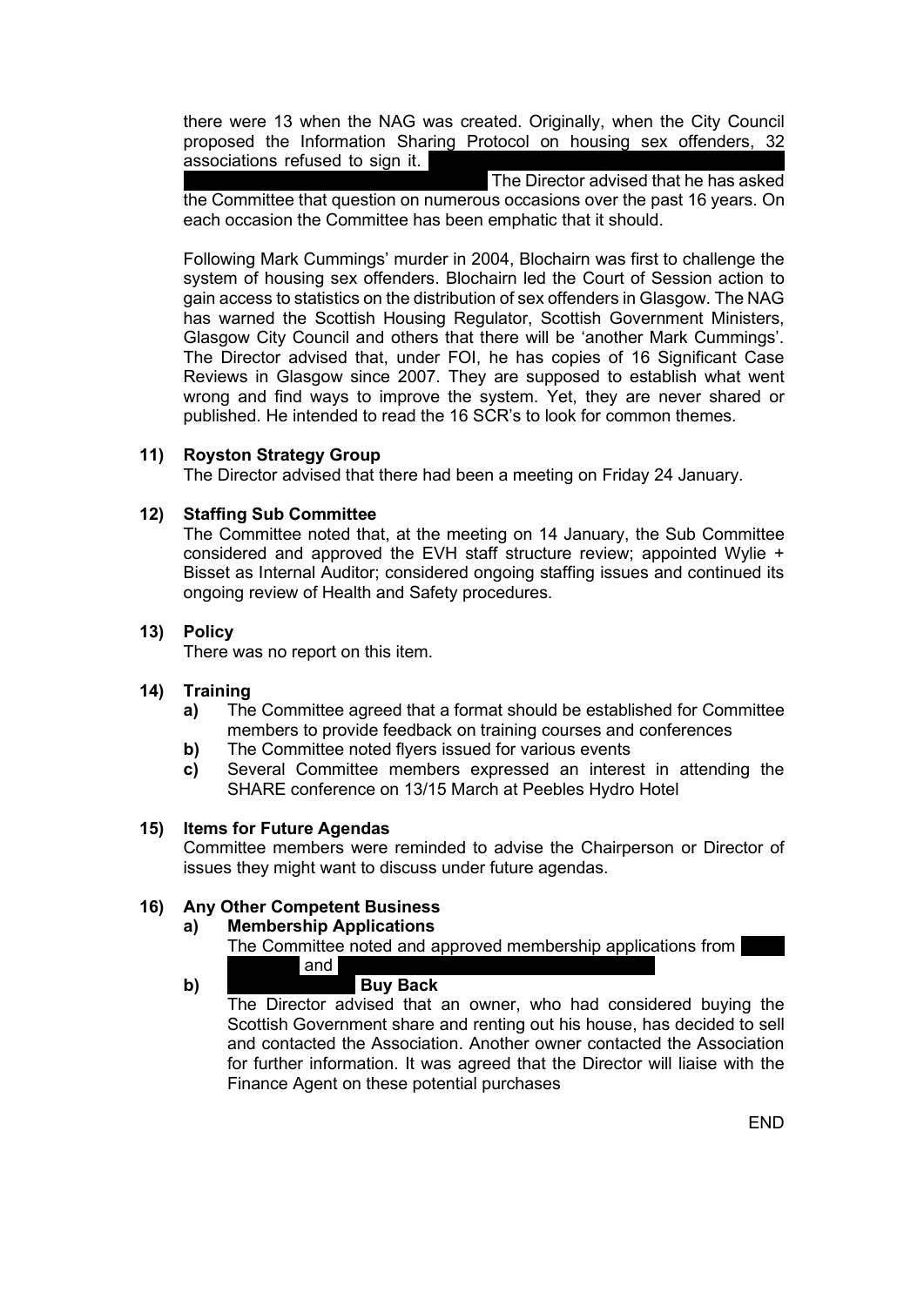there were 13 when the NAG was created. Originally, when the City Council proposed the Information Sharing Protocol on housing sex offenders, 32 associations refused to sign it. The Director advised that he has asked the Committee that question on numerous occasions over the past 16 years. On each occasion the Committee has been emphatic that it should.

Following Mark Cummings' murder in 2004, Blochairn was first to challenge the system of housing sex offenders. Blochairn led the Court of Session action to gain access to statistics on the distribution of sex offenders in Glasgow. The NAG has warned the Scottish Housing Regulator, Scottish Government Ministers, Glasgow City Council and others that there will be 'another Mark Cummings'. The Director advised that, under FOI, he has copies of 16 Significant Case Reviews in Glasgow since 2007. They are supposed to establish what went wrong and find ways to improve the system. Yet, they are never shared or published. He intended to read the 16 SCR's to look for common themes.

**11) Royston Strategy Group**

The Director advised that there had been a meeting on Friday 24 January.

**12) Staffing Sub Committee**

The Committee noted that, at the meeting on 14 January, the Sub Committee considered and approved the EVH staff structure review; appointed Wylie + Bisset as Internal Auditor; considered ongoing staffing issues and continued its ongoing review of Health and Safety procedures.

**13) Policy**

There was no report on this item.

**14) Training**

- **a)** The Committee agreed that a format should be established for Committee members to provide feedback on training courses and conferences
- **b)** The Committee noted flyers issued for various events
- **c)** Several Committee members expressed an interest in attending the SHARE conference on 13/15 March at Peebles Hydro Hotel

**15) Items for Future Agendas**

Committee members were reminded to advise the Chairperson or Director of issues they might want to discuss under future agendas.

**16) Any Other Competent Business**

- **a) Membership Applications**

  The Committee noted and approved membership applications from and

- **b) Buy Back**

  The Director advised that an owner, who had considered buying the Scottish Government share and renting out his house, has decided to sell and contacted the Association. Another owner contacted the Association for further information. It was agreed that the Director will liaise with the Finance Agent on these potential purchases

END